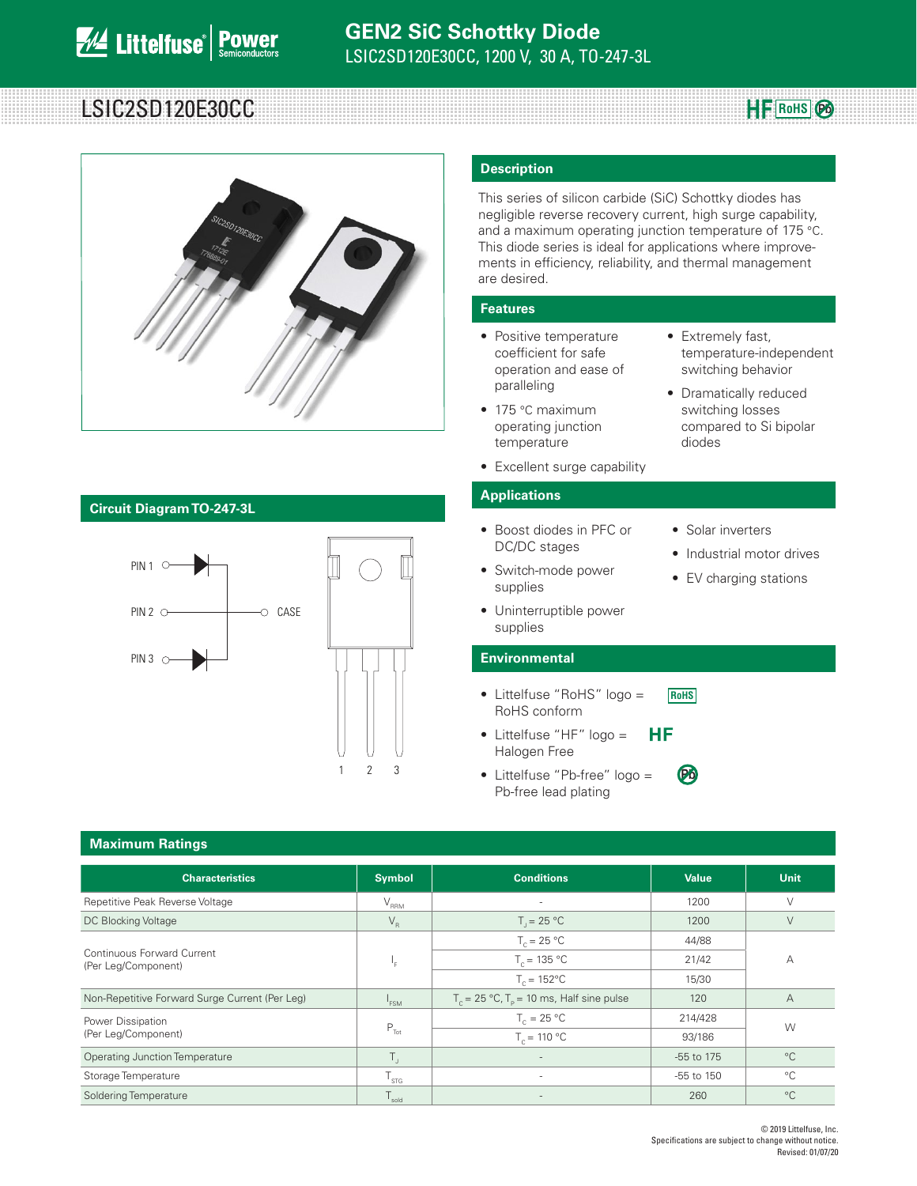# GEN2 SiC Schottky Diode

LSIC2SD120E30CC, 1200 V, 30 A, TO-247-3L

## LSIC2SD120E30CC

HF RoHS Pb

## Description

This series of silicon carbide (SiC) Schottky diodes has negligible reverse recovery current, high surge capability, and a maximum operating junction temperature of 175 °C. This diode series is ideal for applications where improvements in efficiency, reliability, and thermal management are desired.

## Features

- Positive temperature coefficient for safe operation and ease of paralleling
- 175 °C maximum operating junction temperature
- Excellent surge capability
- Extremely fast, temperature-independent switching behavior
- Dramatically reduced switching losses compared to Si bipolar diodes

## Circuit Diagram TO-247-3L

PIN 1, PIN 2, PIN 3, CASE

1 2 3

## Applications

- Boost diodes in PFC or DC/DC stages
- Switch-mode power supplies
- Uninterruptible power supplies
- Solar inverters
- Industrial motor drives
- EV charging stations

## Environmental

- Littelfuse "RoHS" logo = RoHS conform
- Littelfuse "HF" logo = Halogen Free
- Littelfuse "Pb-free" logo = Pb-free lead plating

## Maximum Ratings

| Characteristics | Symbol | Conditions | Value | Unit |
|---|---|---|---|---|
| Repetitive Peak Reverse Voltage | $V_{RRM}$ | - | 1200 | V |
| DC Blocking Voltage | $V_R$ | $T_J$ = 25 °C | 1200 | V |
| Continuous Forward Current (Per Leg/Component) | $I_F$ | $T_C$ = 25 °C | 44/88 | A |
| | | $T_C$ = 135 °C | 21/42 | |
| | | $T_C$ = 152°C | 15/30 | |
| Non-Repetitive Forward Surge Current (Per Leg) | $I_{FSM}$ | $T_C$ = 25 °C, $T_P$ = 10 ms, Half sine pulse | 120 | A |
| Power Dissipation (Per Leg/Component) | $P_{Tot}$ | $T_C$ = 25 °C | 214/428 | W |
| | | $T_C$ = 110 °C | 93/186 | |
| Operating Junction Temperature | $T_J$ | - | -55 to 175 | °C |
| Storage Temperature | $T_{STG}$ | - | -55 to 150 | °C |
| Soldering Temperature | $T_{sold}$ | - | 260 | °C |

© 2019 Littelfuse, Inc.
Specifications are subject to change without notice.
Revised: 01/07/20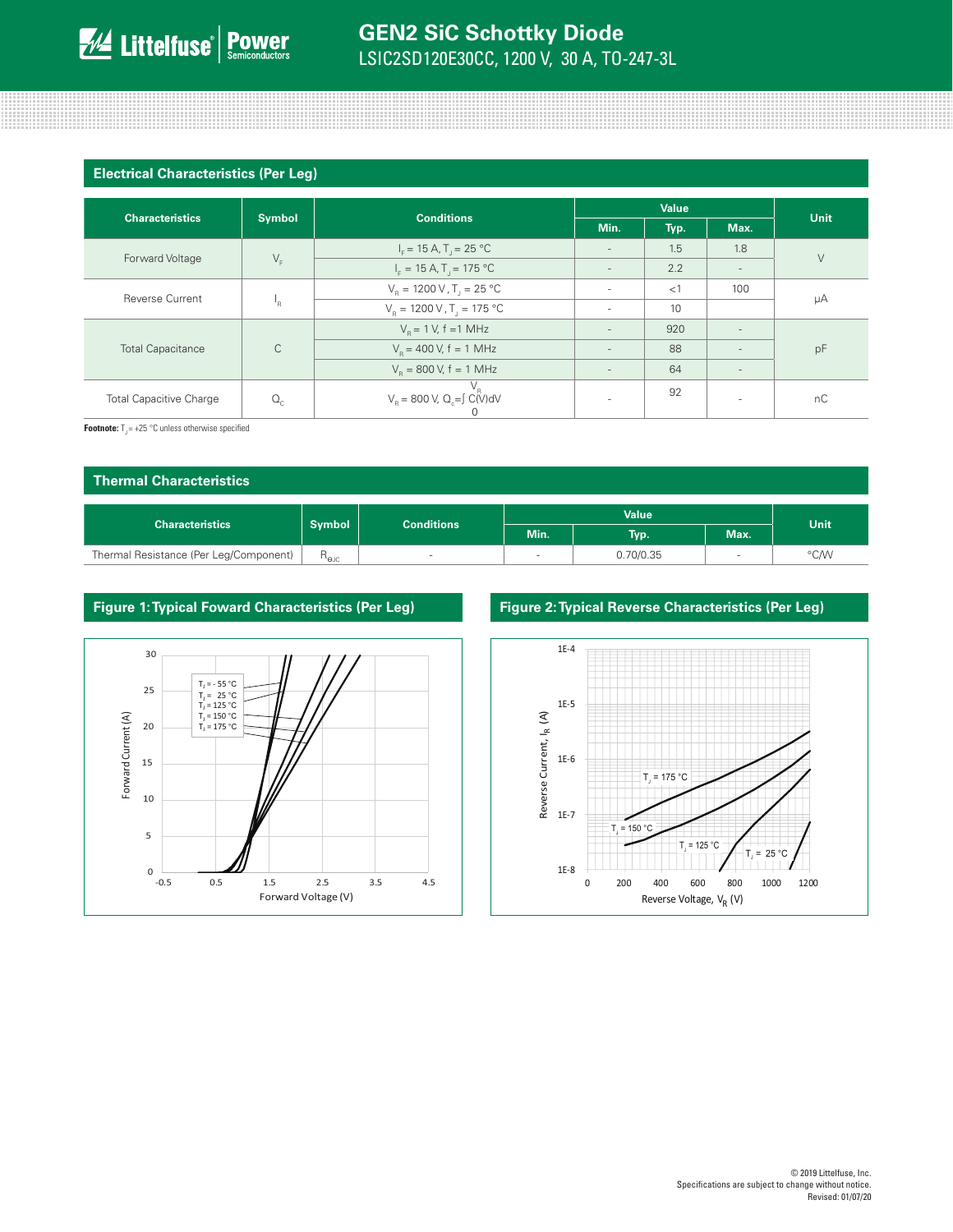## Electrical Characteristics (Per Leg)

| Characteristics | Symbol | Conditions | Value | | | Unit |
|---|---|---|---|---|---|---|
| | | | Min. | Typ. | Max. | |
| Forward Voltage | $V_F$ | $I_F$ = 15 A, $T_J$ = 25 °C | - | 1.5 | 1.8 | V |
| | | $I_F$ = 15 A, $T_J$ = 175 °C | - | 2.2 | - | |
| Reverse Current | $I_R$ | $V_R$ = 1200 V, $T_J$ = 25 °C | - | <1 | 100 | µA |
| | | $V_R$ = 1200 V, $T_J$ = 175 °C | - | 10 | | |
| Total Capacitance | C | $V_R$ = 1 V, f =1 MHz | - | 920 | - | pF |
| | | $V_R$ = 400 V, f = 1 MHz | - | 88 | - | |
| | | $V_R$ = 800 V, f = 1 MHz | - | 64 | - | |
| Total Capacitive Charge | $Q_C$ | $V_R$ = 800 V, $Q_c=\int_0^{V_R} C(V)dV$ | - | 92 | - | nC |

**Footnote:** $T_J$ = +25 °C unless otherwise specified

## Thermal Characteristics

| Characteristics | Symbol | Conditions | Value | | | Unit |
|---|---|---|---|---|---|---|
| | | | Min. | Typ. | Max. | |
| Thermal Resistance (Per Leg/Component) | $R_{\theta JC}$ | - | - | 0.70/0.35 | - | °C/W |

## Figure 1: Typical Foward Characteristics (Per Leg)

## Figure 2: Typical Reverse Characteristics (Per Leg)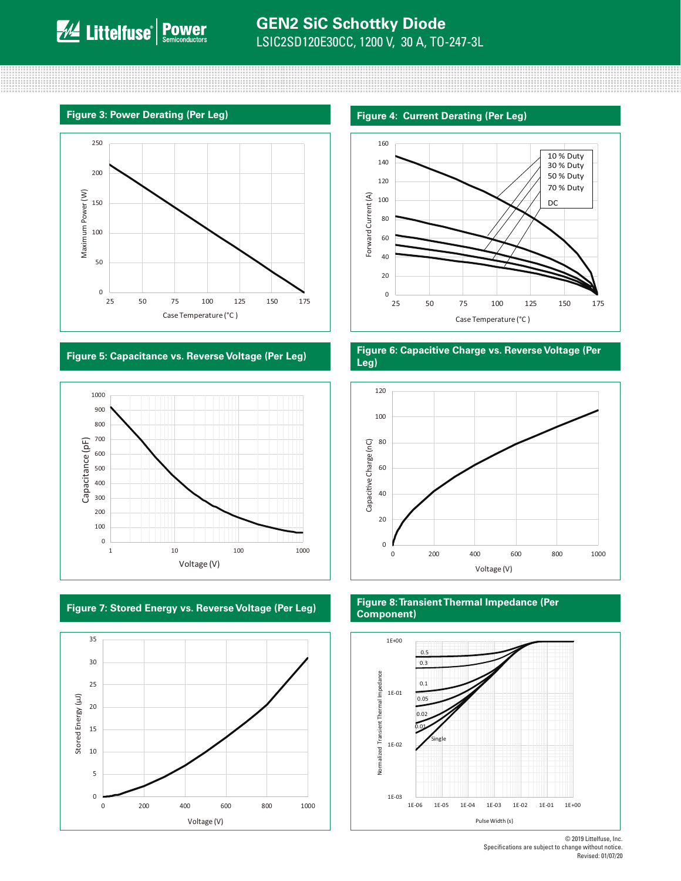## Figure 3: Power Derating (Per Leg)

Maximum Power (W)

250, 200, 150, 100, 50, 0

25, 50, 75, 100, 125, 150, 175

Case Temperature (°C )

## Figure 4: Current Derating (Per Leg)

Forward Current (A)

160, 140, 120, 100, 80, 60, 40, 20, 0

25, 50, 75, 100, 125, 150, 175

Case Temperature (°C )

10 % Duty
30 % Duty
50 % Duty
70 % Duty
DC

## Figure 5: Capacitance vs. Reverse Voltage (Per Leg)

Capacitance (pF)

1000, 900, 800, 700, 600, 500, 400, 300, 200, 100, 0

1, 10, 100, 1000

Voltage (V)

## Figure 6: Capacitive Charge vs. Reverse Voltage (Per Leg)

Capacitive Charge (nC)

120, 100, 80, 60, 40, 20, 0

0, 200, 400, 600, 800, 1000

Voltage (V)

## Figure 7: Stored Energy vs. Reverse Voltage (Per Leg)

Stored Energy (µJ)

35, 30, 25, 20, 15, 10, 5, 0

0, 200, 400, 600, 800, 1000

Voltage (V)

## Figure 8: Transient Thermal Impedance (Per Component)

Normalized Transient Thermal Impedance

1E+00, 1E-01, 1E-02, 1E-03

1E-06, 1E-05, 1E-04, 1E-03, 1E-02, 1E-01, 1E+00

Pulse Width (s)

0.5
0.3
0.1
0.05
0.02
0.01
Single

© 2019 Littelfuse, Inc.
Specifications are subject to change without notice.
Revised: 01/07/20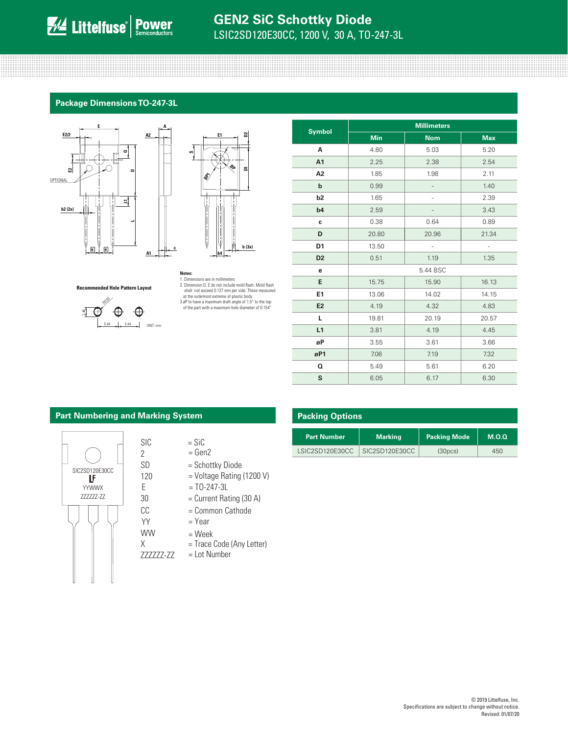## Package Dimensions TO-247-3L

Recommended Hole Pattern Layout

UNIT: mm

**Notes:**
1. Dimensions are in millimeters
2. Dimension D, E do not include mold flash. Mold flash shall not exceed 0.127 mm per side. These measured at the outermost extreme of plastic body.
3. øP to have a maximum draft angle of 1.5° to the top of the part with a maximum hole diameter of 0.154"

| Symbol | Millimeters | | |
|---|---|---|---|
| | Min | Nom | Max |
| A | 4.80 | 5.03 | 5.20 |
| A1 | 2.25 | 2.38 | 2.54 |
| A2 | 1.85 | 1.98 | 2.11 |
| b | 0.99 | - | 1.40 |
| b2 | 1.65 | - | 2.39 |
| b4 | 2.59 | - | 3.43 |
| c | 0.38 | 0.64 | 0.89 |
| D | 20.80 | 20.96 | 21.34 |
| D1 | 13.50 | - | - |
| D2 | 0.51 | 1.19 | 1.35 |
| e | 5.44 BSC | | |
| E | 15.75 | 15.90 | 16.13 |
| E1 | 13.06 | 14.02 | 14.15 |
| E2 | 4.19 | 4.32 | 4.83 |
| L | 19.81 | 20.19 | 20.57 |
| L1 | 3.81 | 4.19 | 4.45 |
| øP | 3.55 | 3.61 | 3.66 |
| øP1 | 7.06 | 7.19 | 7.32 |
| Q | 5.49 | 5.61 | 6.20 |
| S | 6.05 | 6.17 | 6.30 |

## Part Numbering and Marking System

SIC2SD120E30CC
LF
YYWWX
ZZZZZZ-ZZ

| | |
|---|---|
| SIC | = SiC |
| 2 | = Gen2 |
| SD | = Schottky Diode |
| 120 | = Voltage Rating (1200 V) |
| E | = TO-247-3L |
| 30 | = Current Rating (30 A) |
| CC | = Common Cathode |
| YY | = Year |
| WW | = Week |
| X | = Trace Code (Any Letter) |
| ZZZZZZ-ZZ | = Lot Number |

## Packing Options

| Part Number | Marking | Packing Mode | M.O.Q |
|---|---|---|---|
| LSIC2SD120E30CC | SIC2SD120E30CC | (30pcs) | 450 |

© 2019 Littelfuse, Inc.
Specifications are subject to change without notice.
Revised: 01/07/20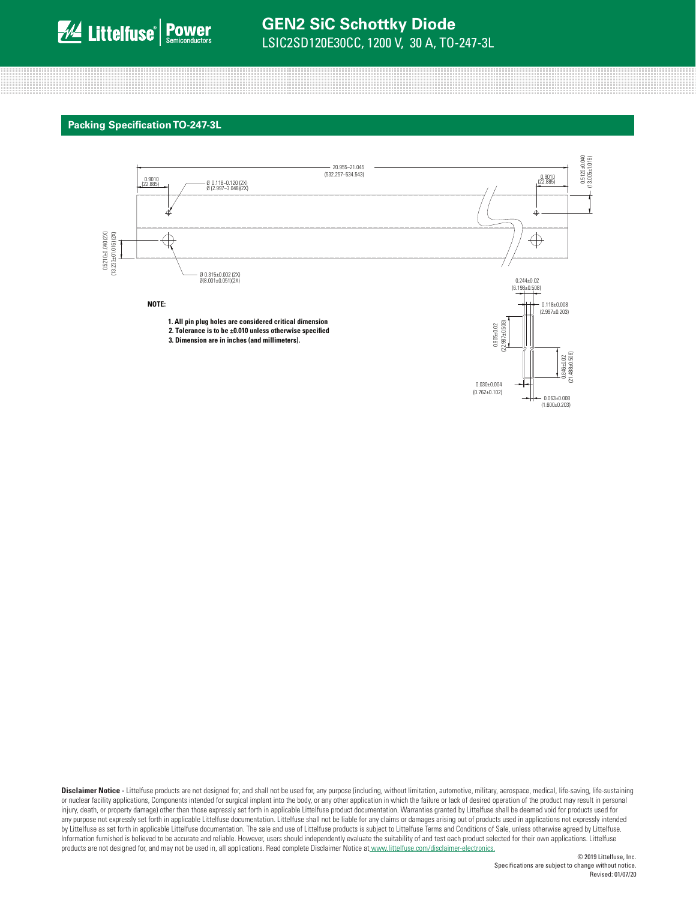## Packing Specification TO-247-3L

20.955–21.045
(532.257–534.543)

0.9010
(22.885)

Ø 0.118–0.120 (2X)
Ø (2.997–3.048)(2X)

0.9010
(22.885)

0.5120±0.040
(13.005±1.016)

0.5210±0.040 (2X)
(13.233±01.016) (2X)

Ø 0.315±0.002 (2X)
Ø(8.001±0.051)(2X)

0.244±0.02
(6.198±0.508)

0.118±0.008
(2.997±0.203)

0.905±0.02
(22.987±0.508)

0.846±0.02
(21.488±0.508)

0.030±0.004
(0.762±0.102)

0.063±0.008
(1.600±0.203)

**NOTE:**

1. **All pin plug holes are considered critical dimension**
2. **Tolerance is to be ±0.010 unless otherwise specified**
3. **Dimension are in inches (and millimeters).**

**Disclaimer Notice -** Littelfuse products are not designed for, and shall not be used for, any purpose (including, without limitation, automotive, military, aerospace, medical, life-saving, life-sustaining or nuclear facility applications, Components intended for surgical implant into the body, or any other application in which the failure or lack of desired operation of the product may result in personal injury, death, or property damage) other than those expressly set forth in applicable Littelfuse product documentation. Warranties granted by Littelfuse shall be deemed void for products used for any purpose not expressly set forth in applicable Littelfuse documentation. Littelfuse shall not be liable for any claims or damages arising out of products used in applications not expressly intended by Littelfuse as set forth in applicable Littelfuse documentation. The sale and use of Littelfuse products is subject to Littelfuse Terms and Conditions of Sale, unless otherwise agreed by Littelfuse. Information furnished is believed to be accurate and reliable. However, users should independently evaluate the suitability of and test each product selected for their own applications. Littelfuse products are not designed for, and may not be used in, all applications. Read complete Disclaimer Notice at www.littelfuse.com/disclaimer-electronics.

© 2019 Littelfuse, Inc.
Specifications are subject to change without notice.
Revised: 01/07/20